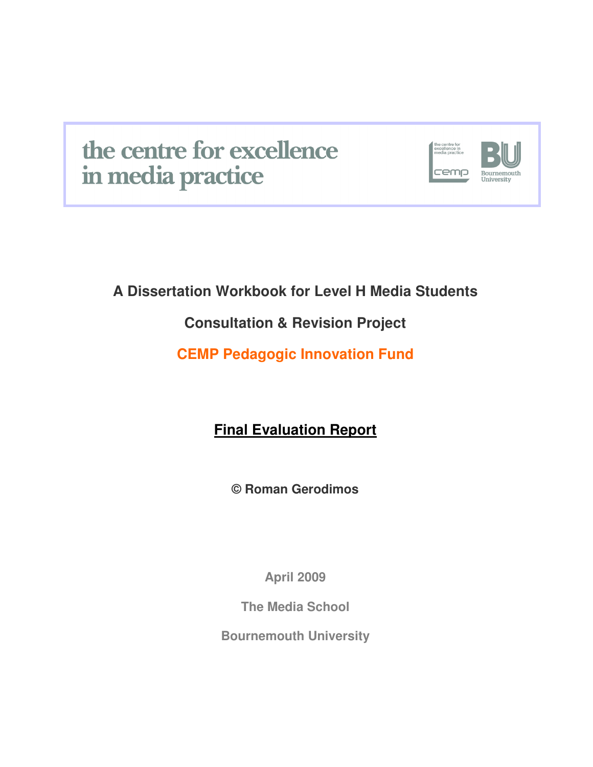the centre for excellence in media practice

# A Dissertation Workbook for Level H Media Students

## Consultation & Revision Project

## CEMP Pedagogic Innovation Fund

## Final Evaluation Report

**© Roman Gerodimos**

**April 2009**

**The Media School**

**Bournemouth University**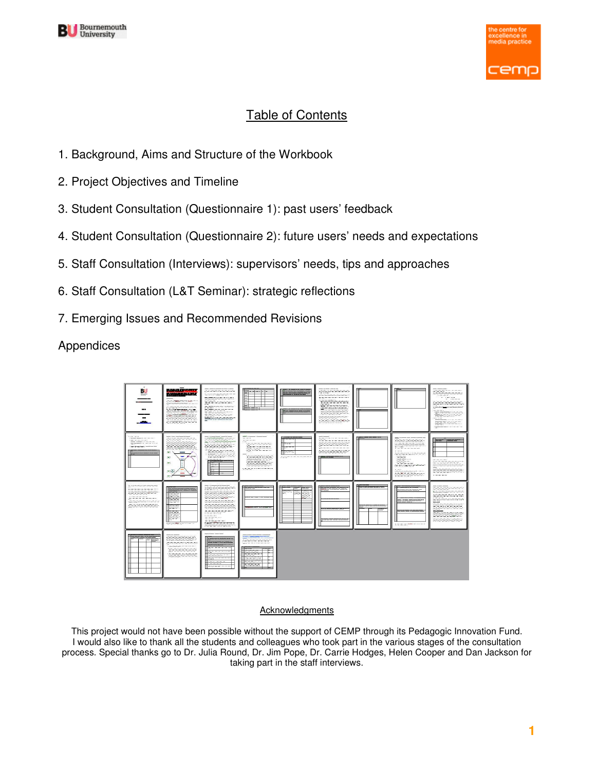# Table of Contents

1. Background, Aims and Structure of the Workbook
2. Project Objectives and Timeline
3. Student Consultation (Questionnaire 1): past users' feedback
4. Student Consultation (Questionnaire 2): future users' needs and expectations
5. Staff Consultation (Interviews): supervisors' needs, tips and approaches
6. Staff Consultation (L&T Seminar): strategic reflections
7. Emerging Issues and Recommended Revisions

Appendices

## Acknowledgments

This project would not have been possible without the support of CEMP through its Pedagogic Innovation Fund. I would also like to thank all the students and colleagues who took part in the various stages of the consultation process. Special thanks go to Dr. Julia Round, Dr. Jim Pope, Dr. Carrie Hodges, Helen Cooper and Dan Jackson for taking part in the staff interviews.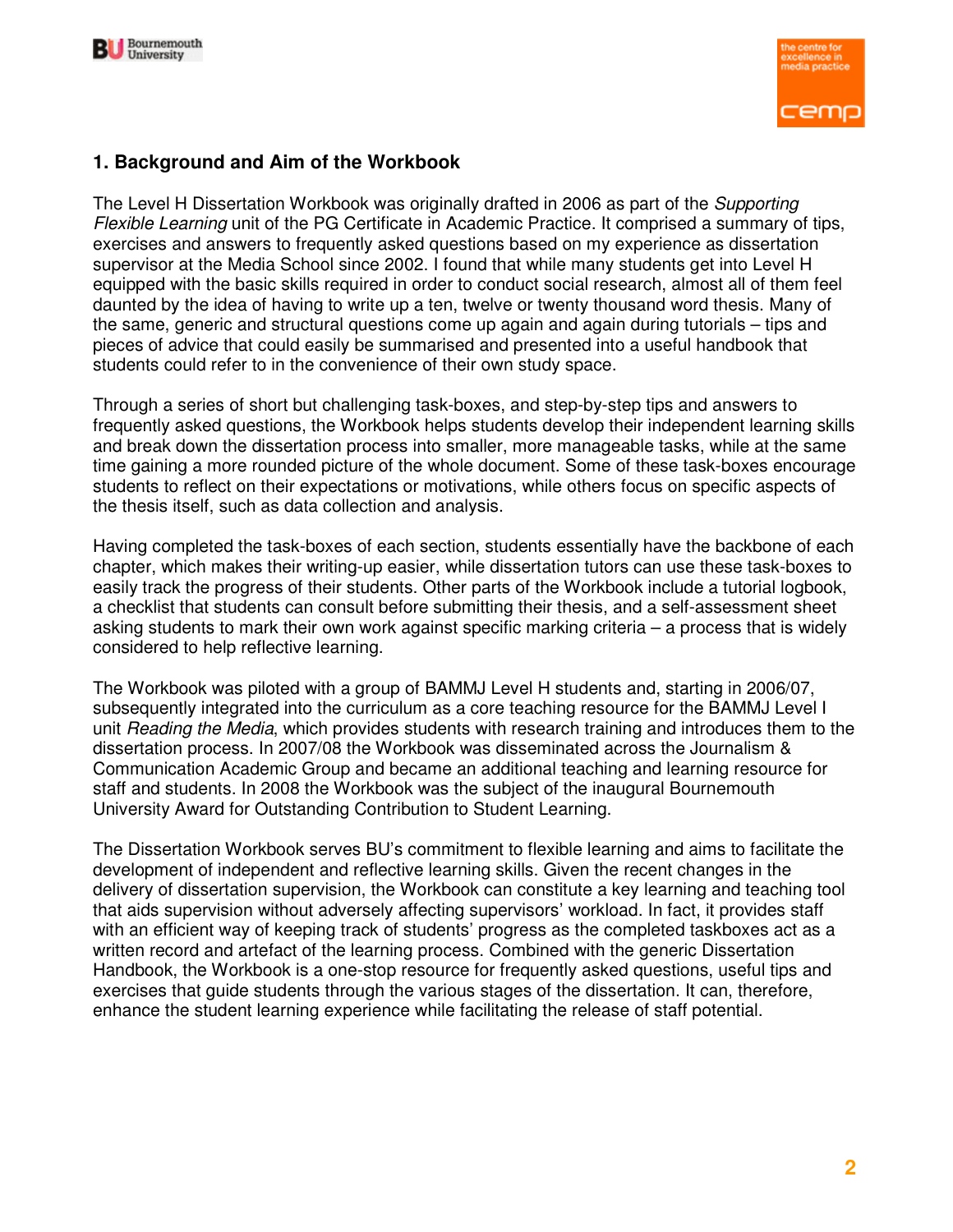## 1. Background and Aim of the Workbook

The Level H Dissertation Workbook was originally drafted in 2006 as part of the *Supporting Flexible Learning* unit of the PG Certificate in Academic Practice. It comprised a summary of tips, exercises and answers to frequently asked questions based on my experience as dissertation supervisor at the Media School since 2002. I found that while many students get into Level H equipped with the basic skills required in order to conduct social research, almost all of them feel daunted by the idea of having to write up a ten, twelve or twenty thousand word thesis. Many of the same, generic and structural questions come up again and again during tutorials – tips and pieces of advice that could easily be summarised and presented into a useful handbook that students could refer to in the convenience of their own study space.

Through a series of short but challenging task-boxes, and step-by-step tips and answers to frequently asked questions, the Workbook helps students develop their independent learning skills and break down the dissertation process into smaller, more manageable tasks, while at the same time gaining a more rounded picture of the whole document. Some of these task-boxes encourage students to reflect on their expectations or motivations, while others focus on specific aspects of the thesis itself, such as data collection and analysis.

Having completed the task-boxes of each section, students essentially have the backbone of each chapter, which makes their writing-up easier, while dissertation tutors can use these task-boxes to easily track the progress of their students. Other parts of the Workbook include a tutorial logbook, a checklist that students can consult before submitting their thesis, and a self-assessment sheet asking students to mark their own work against specific marking criteria – a process that is widely considered to help reflective learning.

The Workbook was piloted with a group of BAMMJ Level H students and, starting in 2006/07, subsequently integrated into the curriculum as a core teaching resource for the BAMMJ Level I unit *Reading the Media*, which provides students with research training and introduces them to the dissertation process. In 2007/08 the Workbook was disseminated across the Journalism & Communication Academic Group and became an additional teaching and learning resource for staff and students. In 2008 the Workbook was the subject of the inaugural Bournemouth University Award for Outstanding Contribution to Student Learning.

The Dissertation Workbook serves BU's commitment to flexible learning and aims to facilitate the development of independent and reflective learning skills. Given the recent changes in the delivery of dissertation supervision, the Workbook can constitute a key learning and teaching tool that aids supervision without adversely affecting supervisors' workload. In fact, it provides staff with an efficient way of keeping track of students' progress as the completed taskboxes act as a written record and artefact of the learning process. Combined with the generic Dissertation Handbook, the Workbook is a one-stop resource for frequently asked questions, useful tips and exercises that guide students through the various stages of the dissertation. It can, therefore, enhance the student learning experience while facilitating the release of staff potential.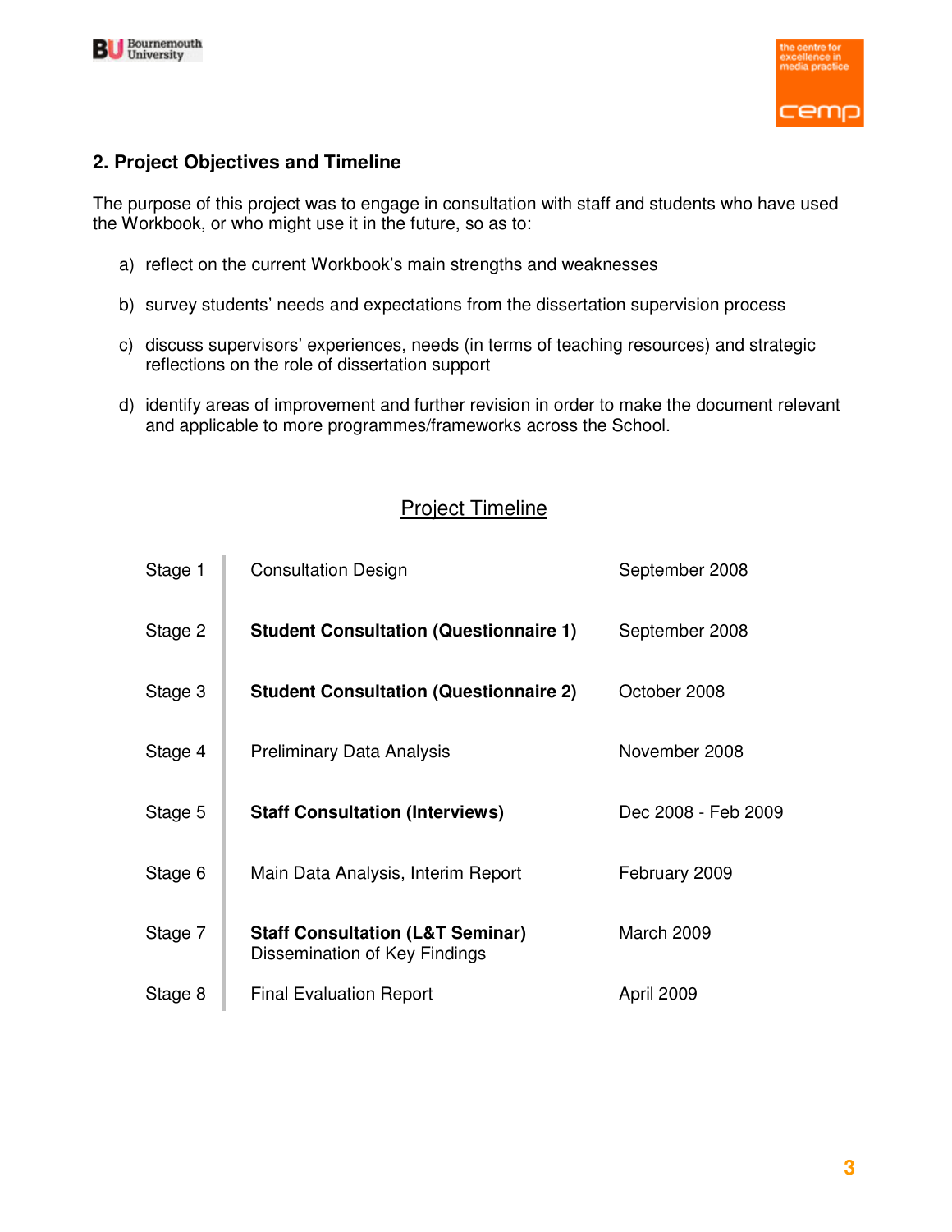## 2. Project Objectives and Timeline

The purpose of this project was to engage in consultation with staff and students who have used the Workbook, or who might use it in the future, so as to:

a) reflect on the current Workbook's main strengths and weaknesses

b) survey students' needs and expectations from the dissertation supervision process

c) discuss supervisors' experiences, needs (in terms of teaching resources) and strategic reflections on the role of dissertation support

d) identify areas of improvement and further revision in order to make the document relevant and applicable to more programmes/frameworks across the School.

### Project Timeline

| Stage | Activity | Date |
|---|---|---|
| Stage 1 | Consultation Design | September 2008 |
| Stage 2 | **Student Consultation (Questionnaire 1)** | September 2008 |
| Stage 3 | **Student Consultation (Questionnaire 2)** | October 2008 |
| Stage 4 | Preliminary Data Analysis | November 2008 |
| Stage 5 | **Staff Consultation (Interviews)** | Dec 2008 - Feb 2009 |
| Stage 6 | Main Data Analysis, Interim Report | February 2009 |
| Stage 7 | **Staff Consultation (L&T Seminar)** Dissemination of Key Findings | March 2009 |
| Stage 8 | Final Evaluation Report | April 2009 |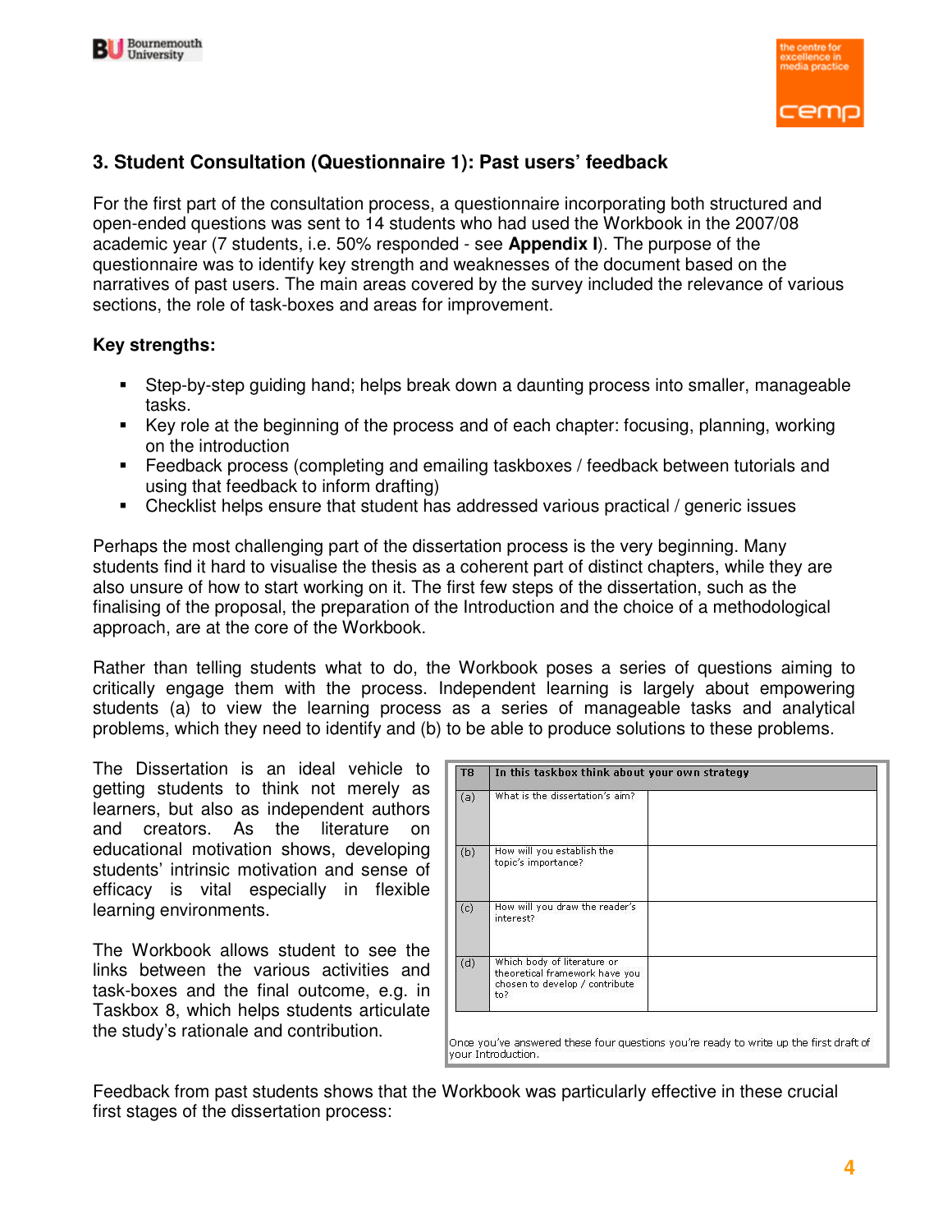## 3. Student Consultation (Questionnaire 1): Past users' feedback

For the first part of the consultation process, a questionnaire incorporating both structured and open-ended questions was sent to 14 students who had used the Workbook in the 2007/08 academic year (7 students, i.e. 50% responded - see **Appendix I**). The purpose of the questionnaire was to identify key strength and weaknesses of the document based on the narratives of past users. The main areas covered by the survey included the relevance of various sections, the role of task-boxes and areas for improvement.

**Key strengths:**

- Step-by-step guiding hand; helps break down a daunting process into smaller, manageable tasks.
- Key role at the beginning of the process and of each chapter: focusing, planning, working on the introduction
- Feedback process (completing and emailing taskboxes / feedback between tutorials and using that feedback to inform drafting)
- Checklist helps ensure that student has addressed various practical / generic issues

Perhaps the most challenging part of the dissertation process is the very beginning. Many students find it hard to visualise the thesis as a coherent part of distinct chapters, while they are also unsure of how to start working on it. The first few steps of the dissertation, such as the finalising of the proposal, the preparation of the Introduction and the choice of a methodological approach, are at the core of the Workbook.

Rather than telling students what to do, the Workbook poses a series of questions aiming to critically engage them with the process. Independent learning is largely about empowering students (a) to view the learning process as a series of manageable tasks and analytical problems, which they need to identify and (b) to be able to produce solutions to these problems.

The Dissertation is an ideal vehicle to getting students to think not merely as learners, but also as independent authors and creators. As the literature on educational motivation shows, developing students' intrinsic motivation and sense of efficacy is vital especially in flexible learning environments.

The Workbook allows student to see the links between the various activities and task-boxes and the final outcome, e.g. in Taskbox 8, which helps students articulate the study's rationale and contribution.

| T8 | In this taskbox think about your own strategy | |
|---|---|---|
| (a) | What is the dissertation's aim? | |
| (b) | How will you establish the topic's importance? | |
| (c) | How will you draw the reader's interest? | |
| (d) | Which body of literature or theoretical framework have you chosen to develop / contribute to? | |

Once you've answered these four questions you're ready to write up the first draft of your Introduction.

Feedback from past students shows that the Workbook was particularly effective in these crucial first stages of the dissertation process: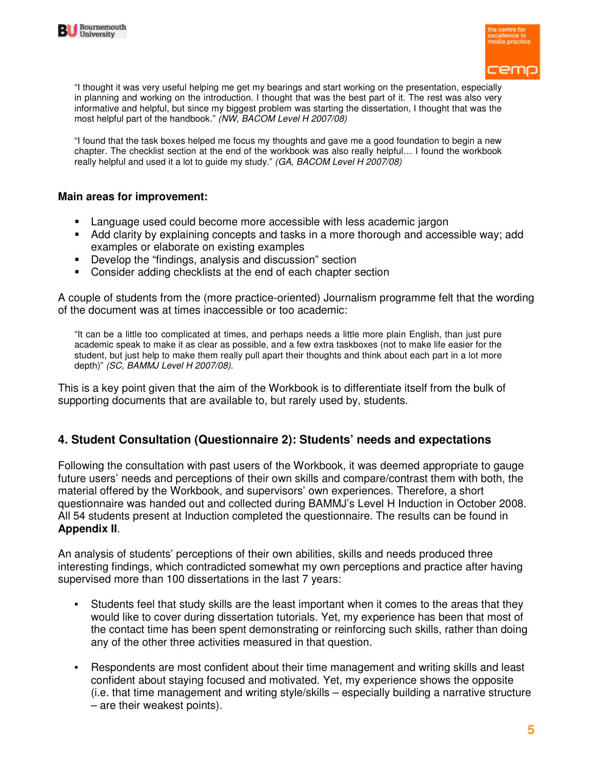> "I thought it was very useful helping me get my bearings and start working on the presentation, especially in planning and working on the introduction. I thought that was the best part of it. The rest was also very informative and helpful, but since my biggest problem was starting the dissertation, I thought that was the most helpful part of the handbook." *(NW, BACOM Level H 2007/08)*

> "I found that the task boxes helped me focus my thoughts and gave me a good foundation to begin a new chapter. The checklist section at the end of the workbook was also really helpful… I found the workbook really helpful and used it a lot to guide my study." *(GA, BACOM Level H 2007/08)*

**Main areas for improvement:**

- Language used could become more accessible with less academic jargon
- Add clarity by explaining concepts and tasks in a more thorough and accessible way; add examples or elaborate on existing examples
- Develop the "findings, analysis and discussion" section
- Consider adding checklists at the end of each chapter section

A couple of students from the (more practice-oriented) Journalism programme felt that the wording of the document was at times inaccessible or too academic:

> "It can be a little too complicated at times, and perhaps needs a little more plain English, than just pure academic speak to make it as clear as possible, and a few extra taskboxes (not to make life easier for the student, but just help to make them really pull apart their thoughts and think about each part in a lot more depth)" *(SC, BAMMJ Level H 2007/08)*.

This is a key point given that the aim of the Workbook is to differentiate itself from the bulk of supporting documents that are available to, but rarely used by, students.

## 4. Student Consultation (Questionnaire 2): Students' needs and expectations

Following the consultation with past users of the Workbook, it was deemed appropriate to gauge future users' needs and perceptions of their own skills and compare/contrast them with both, the material offered by the Workbook, and supervisors' own experiences. Therefore, a short questionnaire was handed out and collected during BAMMJ's Level H Induction in October 2008. All 54 students present at Induction completed the questionnaire. The results can be found in **Appendix II**.

An analysis of students' perceptions of their own abilities, skills and needs produced three interesting findings, which contradicted somewhat my own perceptions and practice after having supervised more than 100 dissertations in the last 7 years:

- Students feel that study skills are the least important when it comes to the areas that they would like to cover during dissertation tutorials. Yet, my experience has been that most of the contact time has been spent demonstrating or reinforcing such skills, rather than doing any of the other three activities measured in that question.

- Respondents are most confident about their time management and writing skills and least confident about staying focused and motivated. Yet, my experience shows the opposite (i.e. that time management and writing style/skills – especially building a narrative structure – are their weakest points).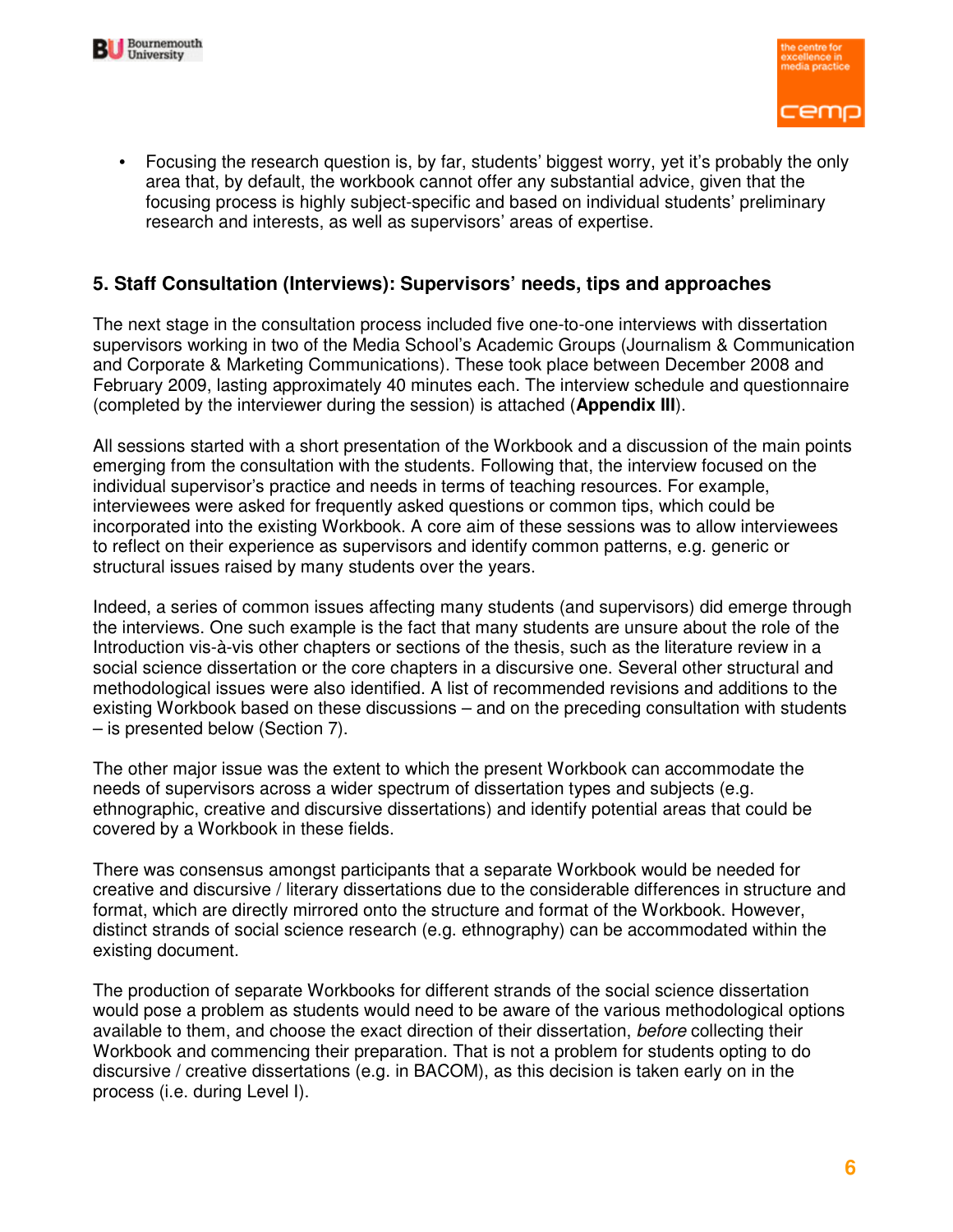- Focusing the research question is, by far, students' biggest worry, yet it's probably the only area that, by default, the workbook cannot offer any substantial advice, given that the focusing process is highly subject-specific and based on individual students' preliminary research and interests, as well as supervisors' areas of expertise.

## 5. Staff Consultation (Interviews): Supervisors' needs, tips and approaches

The next stage in the consultation process included five one-to-one interviews with dissertation supervisors working in two of the Media School's Academic Groups (Journalism & Communication and Corporate & Marketing Communications). These took place between December 2008 and February 2009, lasting approximately 40 minutes each. The interview schedule and questionnaire (completed by the interviewer during the session) is attached (**Appendix III**).

All sessions started with a short presentation of the Workbook and a discussion of the main points emerging from the consultation with the students. Following that, the interview focused on the individual supervisor's practice and needs in terms of teaching resources. For example, interviewees were asked for frequently asked questions or common tips, which could be incorporated into the existing Workbook. A core aim of these sessions was to allow interviewees to reflect on their experience as supervisors and identify common patterns, e.g. generic or structural issues raised by many students over the years.

Indeed, a series of common issues affecting many students (and supervisors) did emerge through the interviews. One such example is the fact that many students are unsure about the role of the Introduction vis-à-vis other chapters or sections of the thesis, such as the literature review in a social science dissertation or the core chapters in a discursive one. Several other structural and methodological issues were also identified. A list of recommended revisions and additions to the existing Workbook based on these discussions – and on the preceding consultation with students – is presented below (Section 7).

The other major issue was the extent to which the present Workbook can accommodate the needs of supervisors across a wider spectrum of dissertation types and subjects (e.g. ethnographic, creative and discursive dissertations) and identify potential areas that could be covered by a Workbook in these fields.

There was consensus amongst participants that a separate Workbook would be needed for creative and discursive / literary dissertations due to the considerable differences in structure and format, which are directly mirrored onto the structure and format of the Workbook. However, distinct strands of social science research (e.g. ethnography) can be accommodated within the existing document.

The production of separate Workbooks for different strands of the social science dissertation would pose a problem as students would need to be aware of the various methodological options available to them, and choose the exact direction of their dissertation, *before* collecting their Workbook and commencing their preparation. That is not a problem for students opting to do discursive / creative dissertations (e.g. in BACOM), as this decision is taken early on in the process (i.e. during Level I).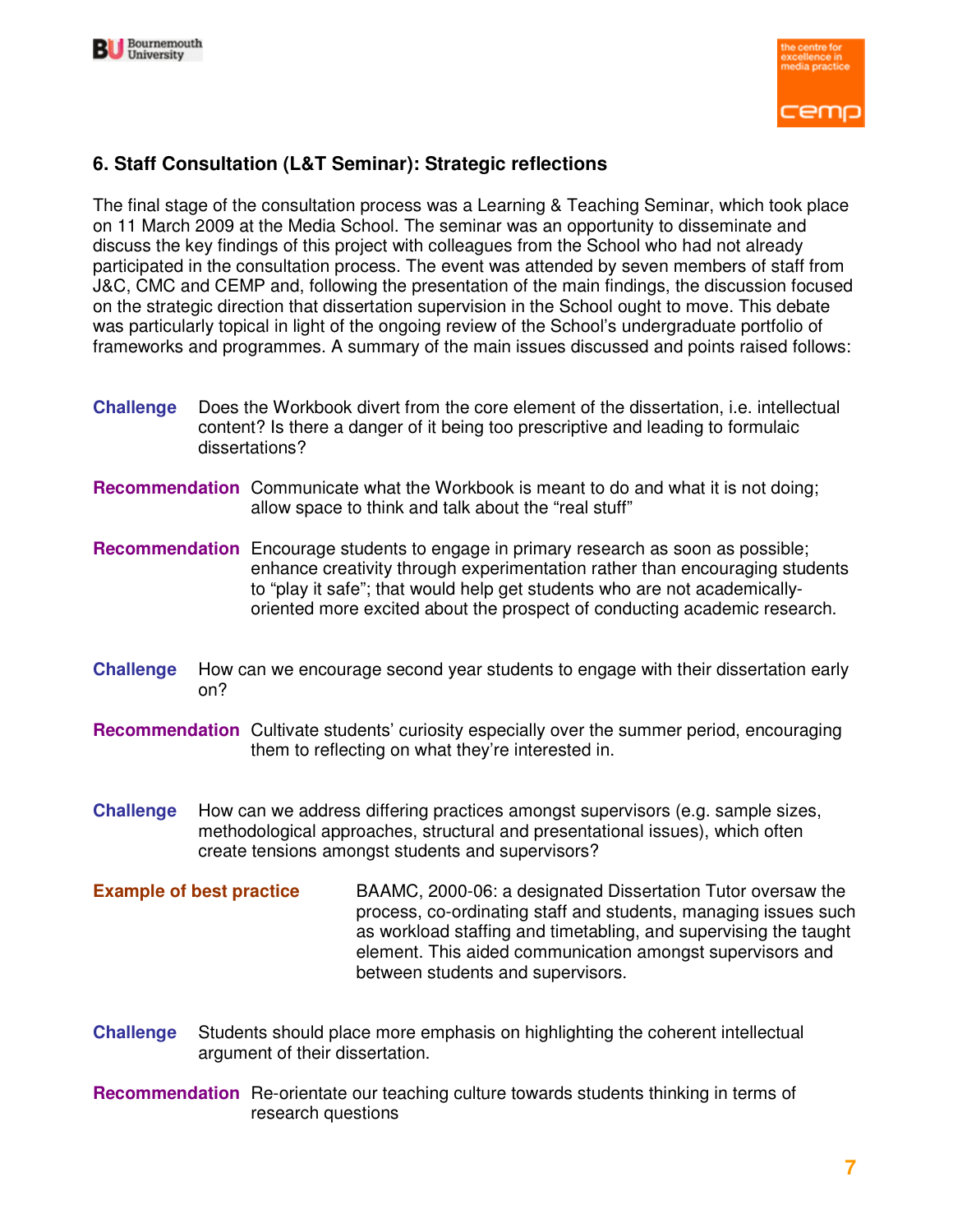## 6. Staff Consultation (L&T Seminar): Strategic reflections

The final stage of the consultation process was a Learning & Teaching Seminar, which took place on 11 March 2009 at the Media School. The seminar was an opportunity to disseminate and discuss the key findings of this project with colleagues from the School who had not already participated in the consultation process. The event was attended by seven members of staff from J&C, CMC and CEMP and, following the presentation of the main findings, the discussion focused on the strategic direction that dissertation supervision in the School ought to move. This debate was particularly topical in light of the ongoing review of the School's undergraduate portfolio of frameworks and programmes. A summary of the main issues discussed and points raised follows:

**Challenge** Does the Workbook divert from the core element of the dissertation, i.e. intellectual content? Is there a danger of it being too prescriptive and leading to formulaic dissertations?

**Recommendation** Communicate what the Workbook is meant to do and what it is not doing; allow space to think and talk about the "real stuff"

**Recommendation** Encourage students to engage in primary research as soon as possible; enhance creativity through experimentation rather than encouraging students to "play it safe"; that would help get students who are not academically-oriented more excited about the prospect of conducting academic research.

**Challenge** How can we encourage second year students to engage with their dissertation early on?

**Recommendation** Cultivate students' curiosity especially over the summer period, encouraging them to reflecting on what they're interested in.

**Challenge** How can we address differing practices amongst supervisors (e.g. sample sizes, methodological approaches, structural and presentational issues), which often create tensions amongst students and supervisors?

**Example of best practice** BAAMC, 2000-06: a designated Dissertation Tutor oversaw the process, co-ordinating staff and students, managing issues such as workload staffing and timetabling, and supervising the taught element. This aided communication amongst supervisors and between students and supervisors.

**Challenge** Students should place more emphasis on highlighting the coherent intellectual argument of their dissertation.

**Recommendation** Re-orientate our teaching culture towards students thinking in terms of research questions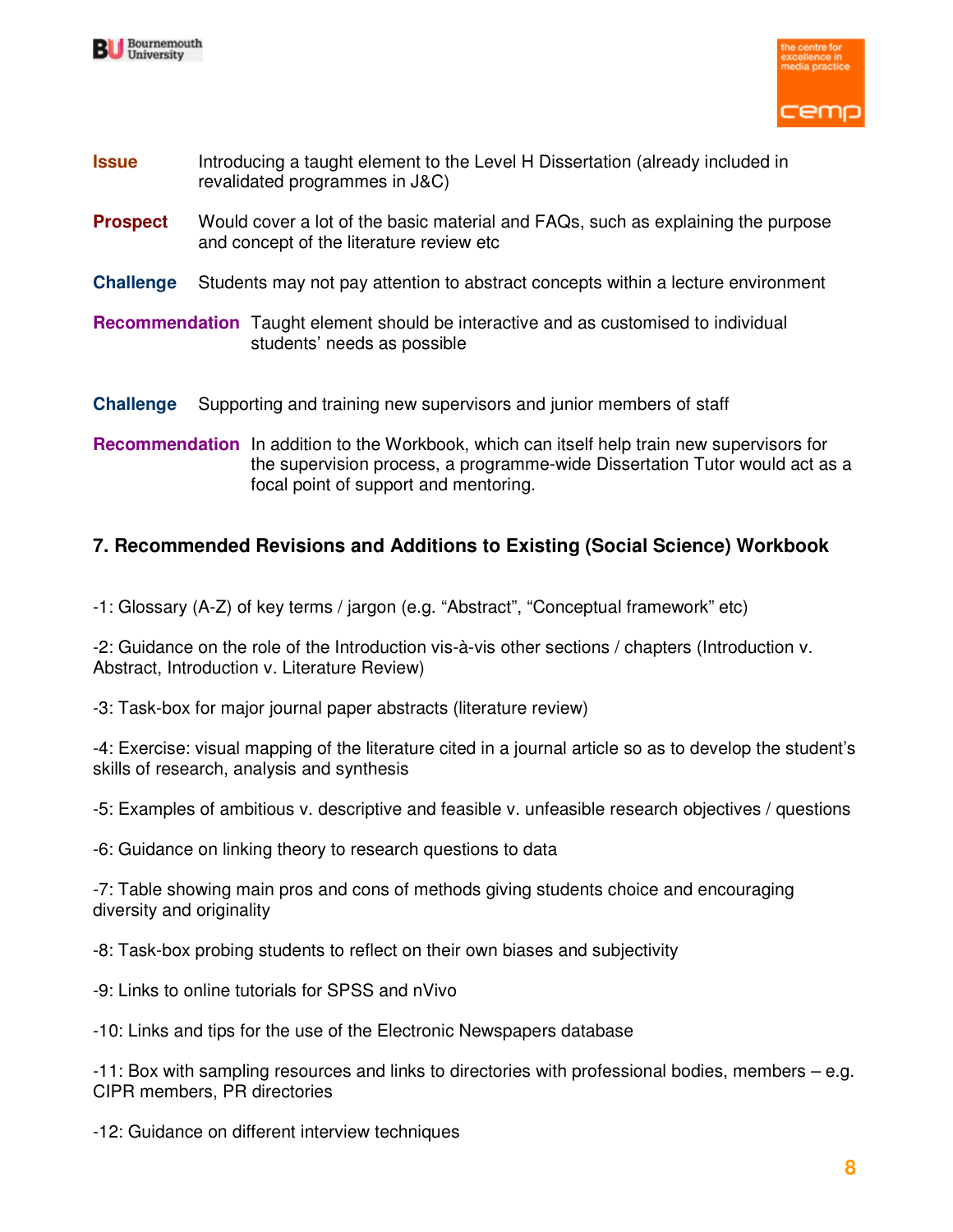**Issue** Introducing a taught element to the Level H Dissertation (already included in revalidated programmes in J&C)

**Prospect** Would cover a lot of the basic material and FAQs, such as explaining the purpose and concept of the literature review etc

**Challenge** Students may not pay attention to abstract concepts within a lecture environment

**Recommendation** Taught element should be interactive and as customised to individual students' needs as possible

**Challenge** Supporting and training new supervisors and junior members of staff

**Recommendation** In addition to the Workbook, which can itself help train new supervisors for the supervision process, a programme-wide Dissertation Tutor would act as a focal point of support and mentoring.

## 7. Recommended Revisions and Additions to Existing (Social Science) Workbook

-1: Glossary (A-Z) of key terms / jargon (e.g. "Abstract", "Conceptual framework" etc)

-2: Guidance on the role of the Introduction vis-à-vis other sections / chapters (Introduction v. Abstract, Introduction v. Literature Review)

-3: Task-box for major journal paper abstracts (literature review)

-4: Exercise: visual mapping of the literature cited in a journal article so as to develop the student's skills of research, analysis and synthesis

-5: Examples of ambitious v. descriptive and feasible v. unfeasible research objectives / questions

-6: Guidance on linking theory to research questions to data

-7: Table showing main pros and cons of methods giving students choice and encouraging diversity and originality

-8: Task-box probing students to reflect on their own biases and subjectivity

-9: Links to online tutorials for SPSS and nVivo

-10: Links and tips for the use of the Electronic Newspapers database

-11: Box with sampling resources and links to directories with professional bodies, members – e.g. CIPR members, PR directories

-12: Guidance on different interview techniques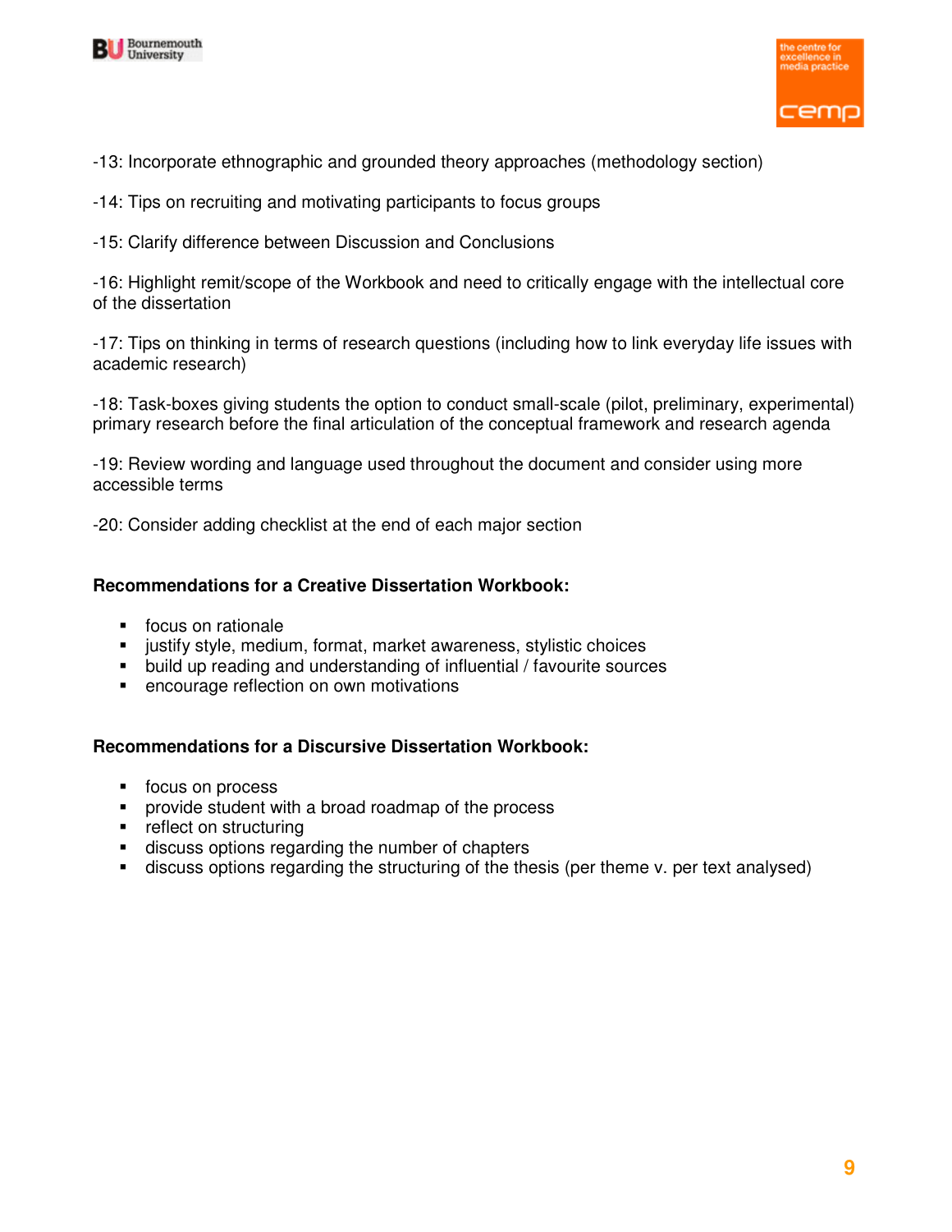-13: Incorporate ethnographic and grounded theory approaches (methodology section)

-14: Tips on recruiting and motivating participants to focus groups

-15: Clarify difference between Discussion and Conclusions

-16: Highlight remit/scope of the Workbook and need to critically engage with the intellectual core of the dissertation

-17: Tips on thinking in terms of research questions (including how to link everyday life issues with academic research)

-18: Task-boxes giving students the option to conduct small-scale (pilot, preliminary, experimental) primary research before the final articulation of the conceptual framework and research agenda

-19: Review wording and language used throughout the document and consider using more accessible terms

-20: Consider adding checklist at the end of each major section

**Recommendations for a Creative Dissertation Workbook:**

- focus on rationale
- justify style, medium, format, market awareness, stylistic choices
- build up reading and understanding of influential / favourite sources
- encourage reflection on own motivations

**Recommendations for a Discursive Dissertation Workbook:**

- focus on process
- provide student with a broad roadmap of the process
- reflect on structuring
- discuss options regarding the number of chapters
- discuss options regarding the structuring of the thesis (per theme v. per text analysed)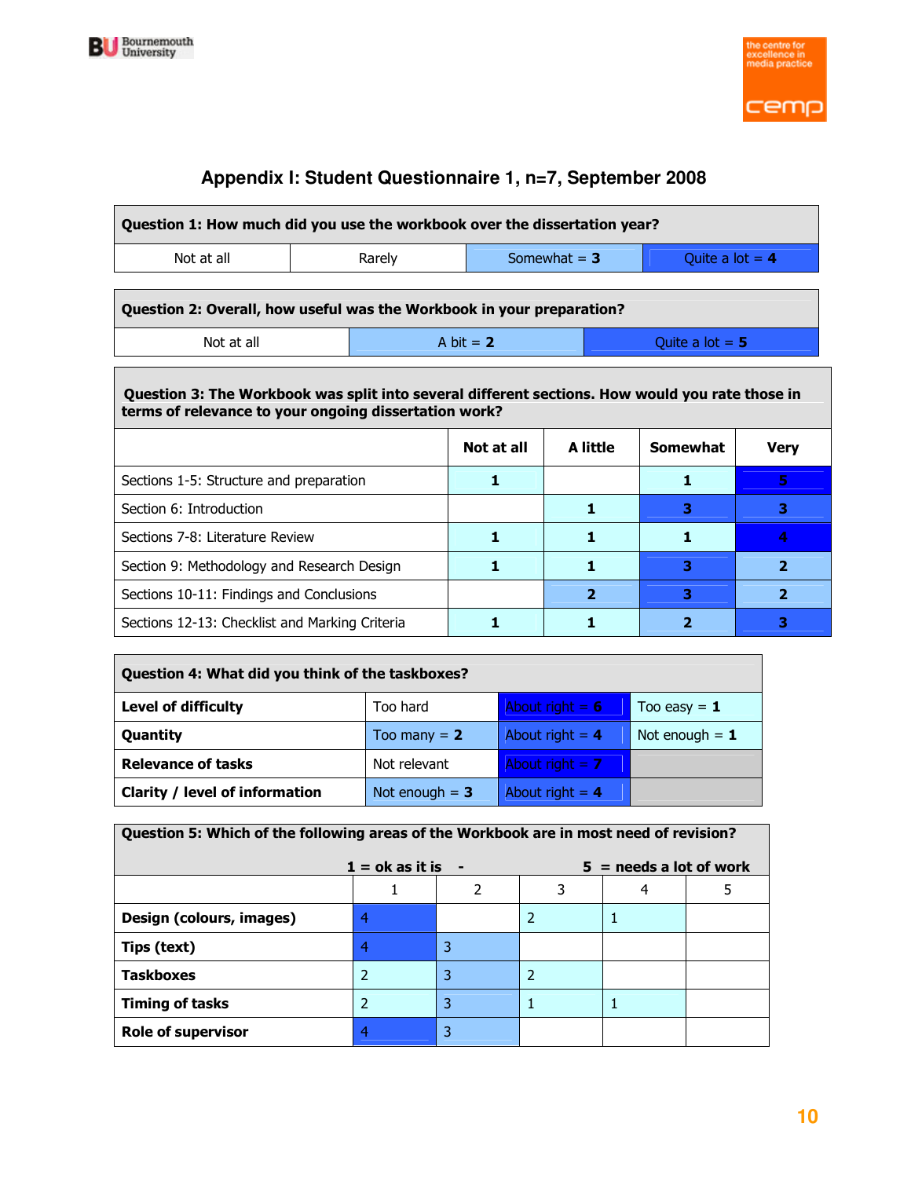## Appendix I: Student Questionnaire 1, n=7, September 2008

| Question 1: How much did you use the workbook over the dissertation year? | | | |
|---|---|---|---|
| Not at all | Rarely | Somewhat = **3** | Quite a lot = **4** |

| Question 2: Overall, how useful was the Workbook in your preparation? | | |
|---|---|---|
| Not at all | A bit = **2** | Quite a lot = **5** |

**Question 3: The Workbook was split into several different sections. How would you rate those in terms of relevance to your ongoing dissertation work?**

| | Not at all | A little | Somewhat | Very |
|---|---|---|---|---|
| Sections 1-5: Structure and preparation | **1** | | **1** | **5** |
| Section 6: Introduction | | **1** | **3** | **3** |
| Sections 7-8: Literature Review | **1** | **1** | **1** | **4** |
| Section 9: Methodology and Research Design | **1** | **1** | **3** | **2** |
| Sections 10-11: Findings and Conclusions | | **2** | **3** | **2** |
| Sections 12-13: Checklist and Marking Criteria | **1** | **1** | **2** | **3** |

| Question 4: What did you think of the taskboxes? | | | |
|---|---|---|---|
| **Level of difficulty** | Too hard | About right = **6** | Too easy = **1** |
| **Quantity** | Too many = **2** | About right = **4** | Not enough = **1** |
| **Relevance of tasks** | Not relevant | About right = **7** | |
| **Clarity / level of information** | Not enough = **3** | About right = **4** | |

**Question 5: Which of the following areas of the Workbook are in most need of revision?**

**1 = ok as it is - 5 = needs a lot of work**

| | 1 | 2 | 3 | 4 | 5 |
|---|---|---|---|---|---|
| **Design (colours, images)** | 4 | | 2 | 1 | |
| **Tips (text)** | 4 | 3 | | | |
| **Taskboxes** | 2 | 3 | 2 | | |
| **Timing of tasks** | 2 | 3 | 1 | 1 | |
| **Role of supervisor** | 4 | 3 | | | |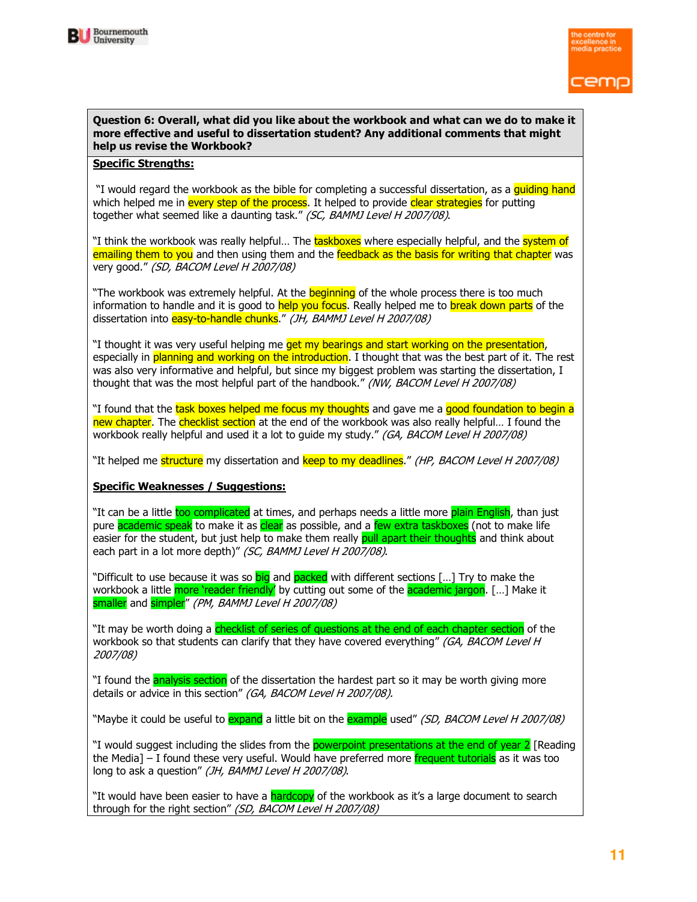**Question 6: Overall, what did you like about the workbook and what can we do to make it more effective and useful to dissertation student? Any additional comments that might help us revise the Workbook?**

**Specific Strengths:**

"I would regard the workbook as the bible for completing a successful dissertation, as a guiding hand which helped me in every step of the process. It helped to provide clear strategies for putting together what seemed like a daunting task." *(SC, BAMMJ Level H 2007/08).*

"I think the workbook was really helpful… The taskboxes where especially helpful, and the system of emailing them to you and then using them and the feedback as the basis for writing that chapter was very good." *(SD, BACOM Level H 2007/08)*

"The workbook was extremely helpful. At the beginning of the whole process there is too much information to handle and it is good to help you focus. Really helped me to break down parts of the dissertation into easy-to-handle chunks." *(JH, BAMMJ Level H 2007/08)*

"I thought it was very useful helping me get my bearings and start working on the presentation, especially in planning and working on the introduction. I thought that was the best part of it. The rest was also very informative and helpful, but since my biggest problem was starting the dissertation, I thought that was the most helpful part of the handbook." *(NW, BACOM Level H 2007/08)*

"I found that the task boxes helped me focus my thoughts and gave me a good foundation to begin a new chapter. The checklist section at the end of the workbook was also really helpful… I found the workbook really helpful and used it a lot to guide my study." *(GA, BACOM Level H 2007/08)*

"It helped me structure my dissertation and keep to my deadlines." *(HP, BACOM Level H 2007/08)*

**Specific Weaknesses / Suggestions:**

"It can be a little too complicated at times, and perhaps needs a little more plain English, than just pure academic speak to make it as clear as possible, and a few extra taskboxes (not to make life easier for the student, but just help to make them really pull apart their thoughts and think about each part in a lot more depth)" *(SC, BAMMJ Level H 2007/08).*

"Difficult to use because it was so big and packed with different sections […] Try to make the workbook a little more 'reader friendly' by cutting out some of the academic jargon. […] Make it smaller and simpler" *(PM, BAMMJ Level H 2007/08)*

"It may be worth doing a checklist of series of questions at the end of each chapter section of the workbook so that students can clarify that they have covered everything" *(GA, BACOM Level H 2007/08)*

"I found the analysis section of the dissertation the hardest part so it may be worth giving more details or advice in this section" *(GA, BACOM Level H 2007/08).*

"Maybe it could be useful to expand a little bit on the example used" *(SD, BACOM Level H 2007/08)*

"I would suggest including the slides from the powerpoint presentations at the end of year 2 [Reading the Media] – I found these very useful. Would have preferred more frequent tutorials as it was too long to ask a question" *(JH, BAMMJ Level H 2007/08).*

"It would have been easier to have a hardcopy of the workbook as it's a large document to search through for the right section" *(SD, BACOM Level H 2007/08)*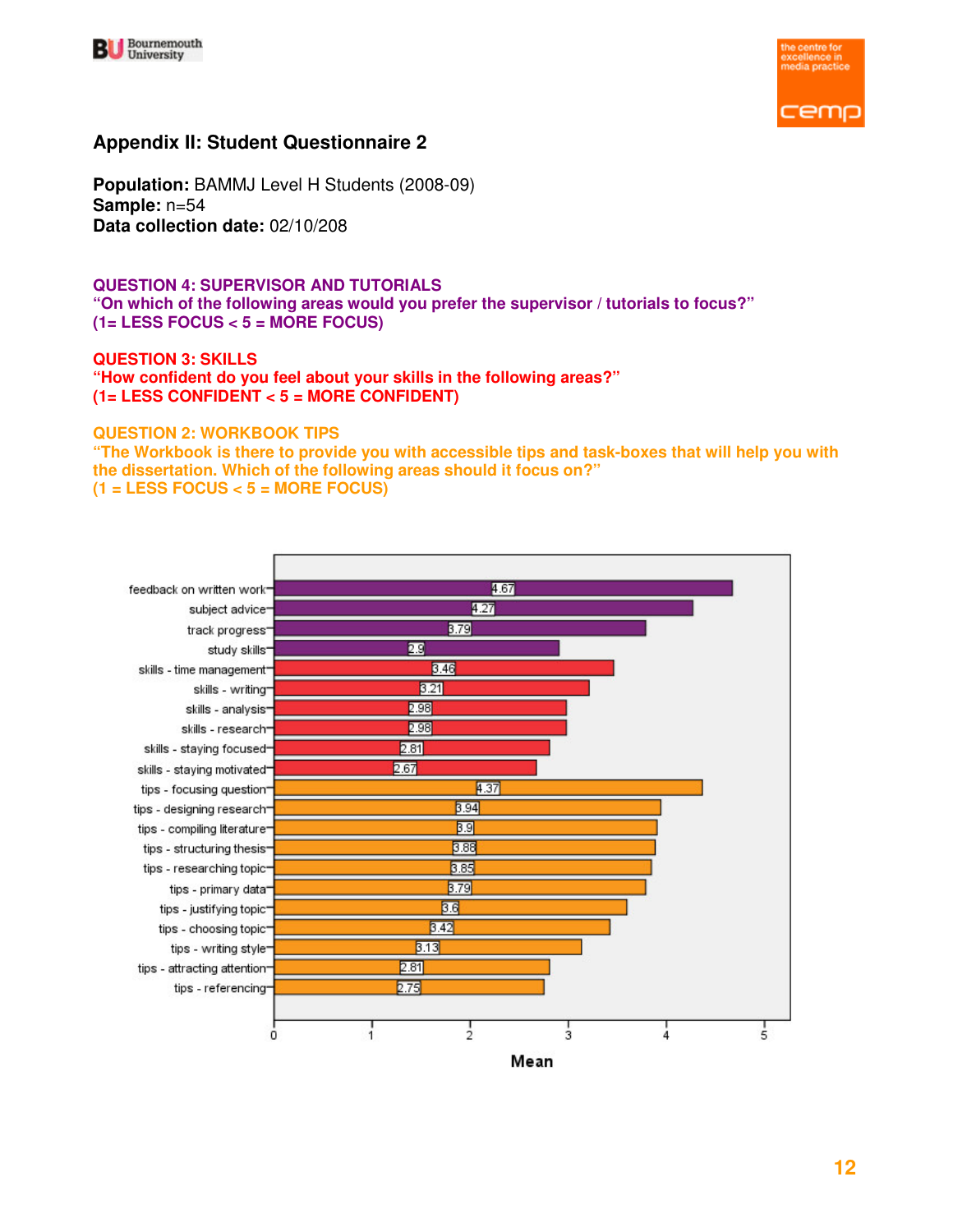## Appendix II: Student Questionnaire 2

**Population:** BAMMJ Level H Students (2008-09)
**Sample:** n=54
**Data collection date:** 02/10/208

**QUESTION 4: SUPERVISOR AND TUTORIALS**
**"On which of the following areas would you prefer the supervisor / tutorials to focus?"**
**(1= LESS FOCUS < 5 = MORE FOCUS)**

**QUESTION 3: SKILLS**
**"How confident do you feel about your skills in the following areas?"**
**(1= LESS CONFIDENT < 5 = MORE CONFIDENT)**

**QUESTION 2: WORKBOOK TIPS**
**"The Workbook is there to provide you with accessible tips and task-boxes that will help you with the dissertation. Which of the following areas should it focus on?"**
**(1 = LESS FOCUS < 5 = MORE FOCUS)**

| Item | Mean |
|---|---|
| feedback on written work | 4.67 |
| subject advice | 4.27 |
| track progress | 3.79 |
| study skills | 2.9 |
| skills - time management | 3.46 |
| skills - writing | 3.21 |
| skills - analysis | 2.98 |
| skills - research | 2.98 |
| skills - staying focused | 2.81 |
| skills - staying motivated | 2.67 |
| tips - focusing question | 4.37 |
| tips - designing research | 3.94 |
| tips - compiling literature | 3.9 |
| tips - structuring thesis | 3.88 |
| tips - researching topic | 3.85 |
| tips - primary data | 3.79 |
| tips - justifying topic | 3.6 |
| tips - choosing topic | 3.42 |
| tips - writing style | 3.13 |
| tips - attracting attention | 2.81 |
| tips - referencing | 2.75 |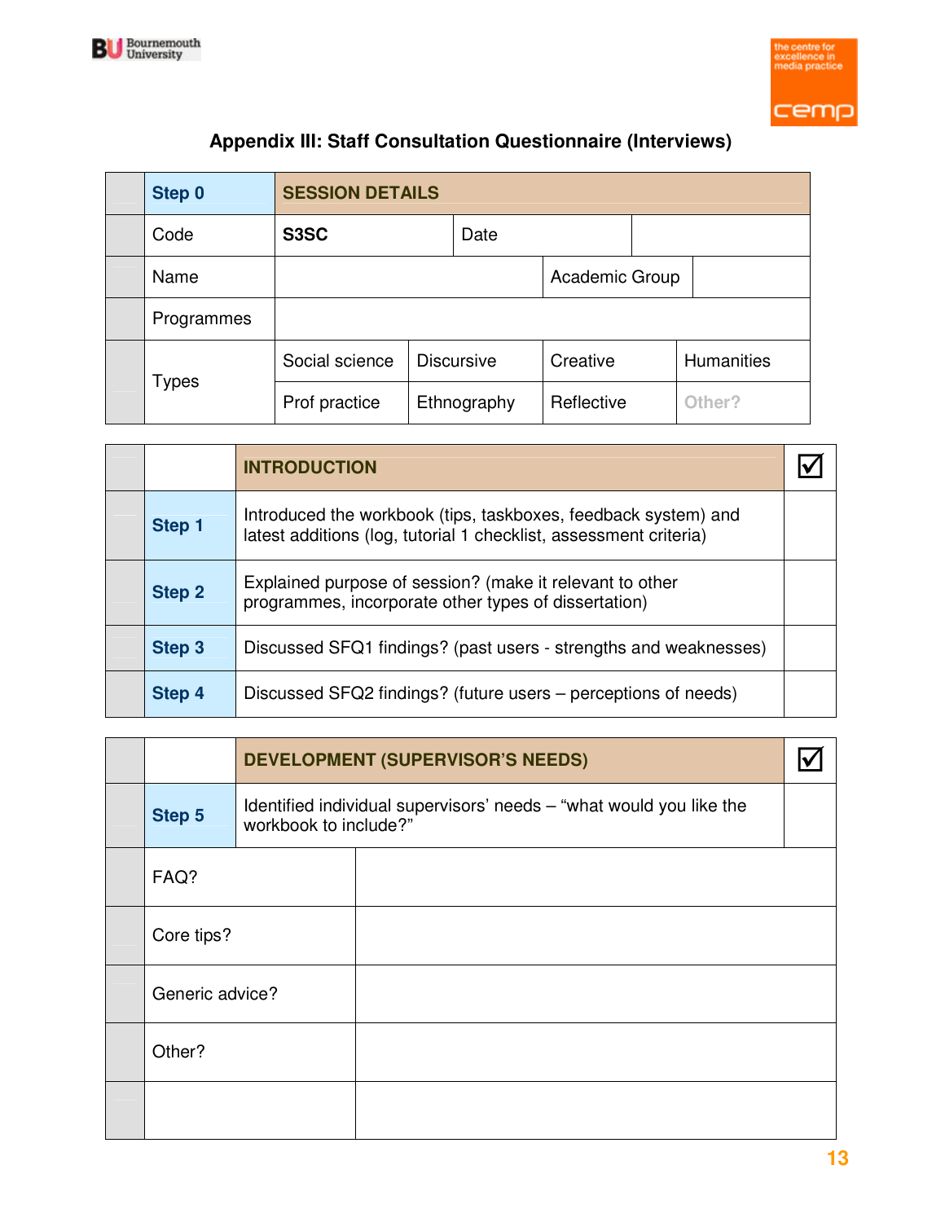## Appendix III: Staff Consultation Questionnaire (Interviews)

| | Step 0 | SESSION DETAILS | | | |
|---|---|---|---|---|---|
| | Code | S3SC | Date | | |
| | Name | | | Academic Group | |
| | Programmes | | | | |
| | Types | Social science | Discursive | Creative | Humanities |
| | | Prof practice | Ethnography | Reflective | Other? |

| | | INTRODUCTION | ☑ |
|---|---|---|---|
| | Step 1 | Introduced the workbook (tips, taskboxes, feedback system) and latest additions (log, tutorial 1 checklist, assessment criteria) | |
| | Step 2 | Explained purpose of session? (make it relevant to other programmes, incorporate other types of dissertation) | |
| | Step 3 | Discussed SFQ1 findings? (past users - strengths and weaknesses) | |
| | Step 4 | Discussed SFQ2 findings? (future users – perceptions of needs) | |

| | | DEVELOPMENT (SUPERVISOR'S NEEDS) | ☑ |
|---|---|---|---|
| | Step 5 | Identified individual supervisors' needs – "what would you like the workbook to include?" | |
| | FAQ? | | |
| | Core tips? | | |
| | Generic advice? | | |
| | Other? | | |
| | | | |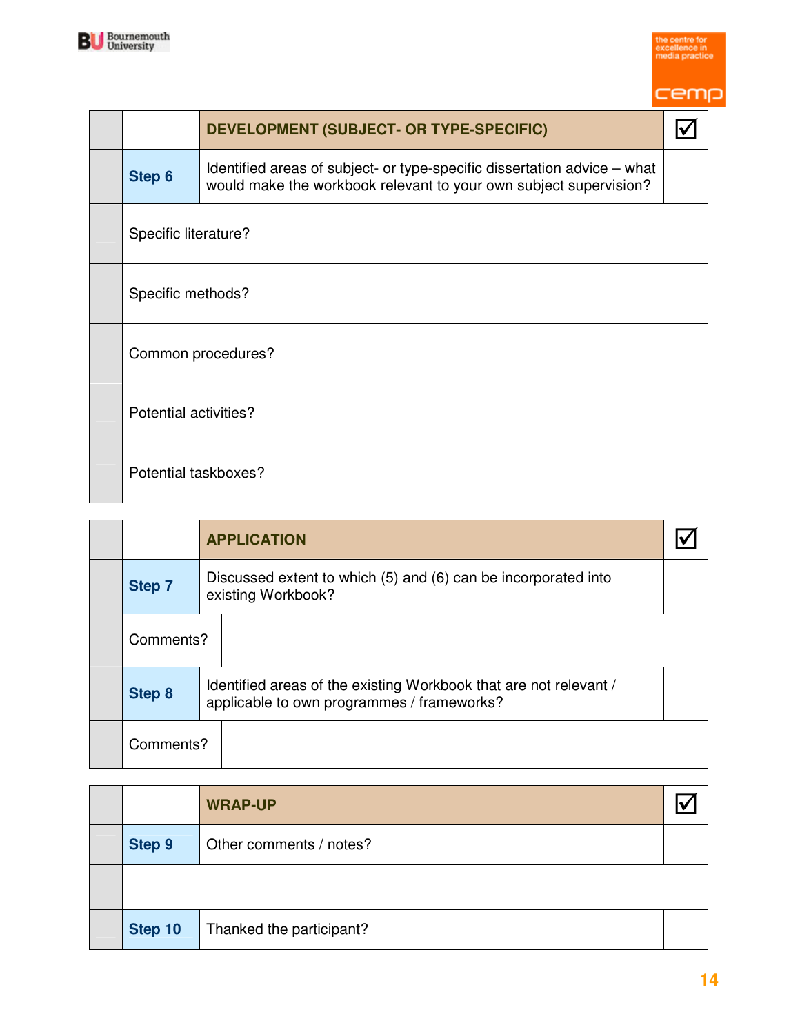| | | | |
|---|---|---|---|
| | | **DEVELOPMENT (SUBJECT- OR TYPE-SPECIFIC)** | ☑ |
| | **Step 6** | Identified areas of subject- or type-specific dissertation advice – what would make the workbook relevant to your own subject supervision? | |
| | Specific literature? | | |
| | Specific methods? | | |
| | Common procedures? | | |
| | Potential activities? | | |
| | Potential taskboxes? | | |

| | | | |
|---|---|---|---|
| | | **APPLICATION** | ☑ |
| | **Step 7** | Discussed extent to which (5) and (6) can be incorporated into existing Workbook? | |
| | Comments? | | |
| | **Step 8** | Identified areas of the existing Workbook that are not relevant / applicable to own programmes / frameworks? | |
| | Comments? | | |

| | | | |
|---|---|---|---|
| | | **WRAP-UP** | ☑ |
| | **Step 9** | Other comments / notes? | |
| | | | |
| | **Step 10** | Thanked the participant? | |